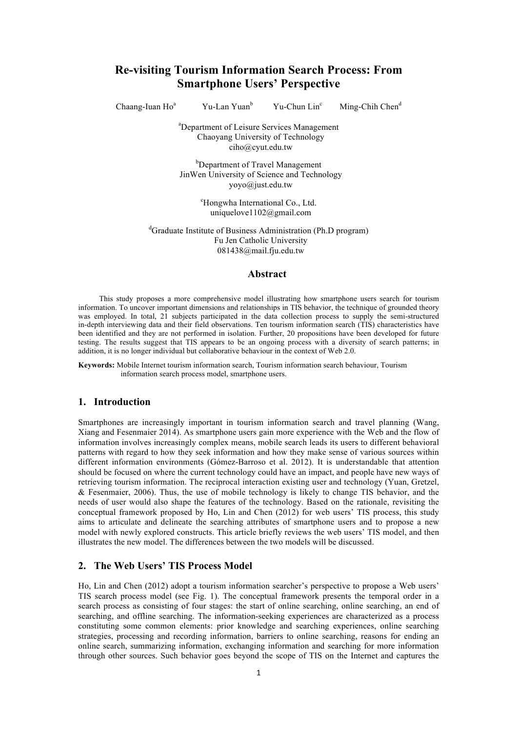# Re-visiting Tourism Information Search Process: From Smartphone Users' Perspective

Chaang-Iuan Ho[a] Yu-Lan Yuan[b] Yu-Chun Lin[c] Ming-Chih Chen[d]

[a]Department of Leisure Services Management
Chaoyang University of Technology
ciho@cyut.edu.tw

[b]Department of Travel Management
JinWen University of Science and Technology
yoyo@just.edu.tw

[c]Hongwha International Co., Ltd.
uniquelove1102@gmail.com

[d]Graduate Institute of Business Administration (Ph.D program)
Fu Jen Catholic University
081438@mail.fju.edu.tw

## Abstract

This study proposes a more comprehensive model illustrating how smartphone users search for tourism information. To uncover important dimensions and relationships in TIS behavior, the technique of grounded theory was employed. In total, 21 subjects participated in the data collection process to supply the semi-structured in-depth interviewing data and their field observations. Ten tourism information search (TIS) characteristics have been identified and they are not performed in isolation. Further, 20 propositions have been developed for future testing. The results suggest that TIS appears to be an ongoing process with a diversity of search patterns; in addition, it is no longer individual but collaborative behaviour in the context of Web 2.0.

**Keywords:** Mobile Internet tourism information search, Tourism information search behaviour, Tourism information search process model, smartphone users.

## 1. Introduction

Smartphones are increasingly important in tourism information search and travel planning (Wang, Xiang and Fesenmaier 2014). As smartphone users gain more experience with the Web and the flow of information involves increasingly complex means, mobile search leads its users to different behavioral patterns with regard to how they seek information and how they make sense of various sources within different information environments (Gómez-Barroso et al. 2012). It is understandable that attention should be focused on where the current technology could have an impact, and people have new ways of retrieving tourism information. The reciprocal interaction existing user and technology (Yuan, Gretzel, & Fesenmaier, 2006). Thus, the use of mobile technology is likely to change TIS behavior, and the needs of user would also shape the features of the technology. Based on the rationale, revisiting the conceptual framework proposed by Ho, Lin and Chen (2012) for web users' TIS process, this study aims to articulate and delineate the searching attributes of smartphone users and to propose a new model with newly explored constructs. This article briefly reviews the web users' TIS model, and then illustrates the new model. The differences between the two models will be discussed.

## 2. The Web Users' TIS Process Model

Ho, Lin and Chen (2012) adopt a tourism information searcher's perspective to propose a Web users' TIS search process model (see Fig. 1). The conceptual framework presents the temporal order in a search process as consisting of four stages: the start of online searching, online searching, an end of searching, and offline searching. The information-seeking experiences are characterized as a process constituting some common elements: prior knowledge and searching experiences, online searching strategies, processing and recording information, barriers to online searching, reasons for ending an online search, summarizing information, exchanging information and searching for more information through other sources. Such behavior goes beyond the scope of TIS on the Internet and captures the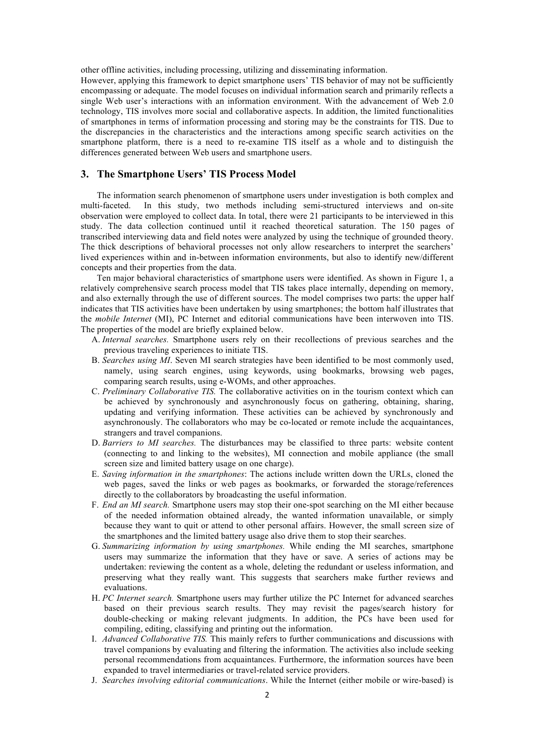other offline activities, including processing, utilizing and disseminating information.

However, applying this framework to depict smartphone users' TIS behavior of may not be sufficiently encompassing or adequate. The model focuses on individual information search and primarily reflects a single Web user's interactions with an information environment. With the advancement of Web 2.0 technology, TIS involves more social and collaborative aspects. In addition, the limited functionalities of smartphones in terms of information processing and storing may be the constraints for TIS. Due to the discrepancies in the characteristics and the interactions among specific search activities on the smartphone platform, there is a need to re-examine TIS itself as a whole and to distinguish the differences generated between Web users and smartphone users.

## 3. The Smartphone Users' TIS Process Model

The information search phenomenon of smartphone users under investigation is both complex and multi-faceted. In this study, two methods including semi-structured interviews and on-site observation were employed to collect data. In total, there were 21 participants to be interviewed in this study. The data collection continued until it reached theoretical saturation. The 150 pages of transcribed interviewing data and field notes were analyzed by using the technique of grounded theory. The thick descriptions of behavioral processes not only allow researchers to interpret the searchers' lived experiences within and in-between information environments, but also to identify new/different concepts and their properties from the data.

Ten major behavioral characteristics of smartphone users were identified. As shown in Figure 1, a relatively comprehensive search process model that TIS takes place internally, depending on memory, and also externally through the use of different sources. The model comprises two parts: the upper half indicates that TIS activities have been undertaken by using smartphones; the bottom half illustrates that the *mobile Internet* (MI), PC Internet and editorial communications have been interwoven into TIS. The properties of the model are briefly explained below.

A. *Internal searches.* Smartphone users rely on their recollections of previous searches and the previous traveling experiences to initiate TIS.
B. *Searches using MI*. Seven MI search strategies have been identified to be most commonly used, namely, using search engines, using keywords, using bookmarks, browsing web pages, comparing search results, using e-WOMs, and other approaches.
C. *Preliminary Collaborative TIS.* The collaborative activities on in the tourism context which can be achieved by synchronously and asynchronously focus on gathering, obtaining, sharing, updating and verifying information. These activities can be achieved by synchronously and asynchronously. The collaborators who may be co-located or remote include the acquaintances, strangers and travel companions.
D. *Barriers to MI searches.* The disturbances may be classified to three parts: website content (connecting to and linking to the websites), MI connection and mobile appliance (the small screen size and limited battery usage on one charge).
E. *Saving information in the smartphones*: The actions include written down the URLs, cloned the web pages, saved the links or web pages as bookmarks, or forwarded the storage/references directly to the collaborators by broadcasting the useful information.
F. *End an MI search.* Smartphone users may stop their one-spot searching on the MI either because of the needed information obtained already, the wanted information unavailable, or simply because they want to quit or attend to other personal affairs. However, the small screen size of the smartphones and the limited battery usage also drive them to stop their searches.
G. *Summarizing information by using smartphones.* While ending the MI searches, smartphone users may summarize the information that they have or save. A series of actions may be undertaken: reviewing the content as a whole, deleting the redundant or useless information, and preserving what they really want. This suggests that searchers make further reviews and evaluations.
H. *PC Internet search.* Smartphone users may further utilize the PC Internet for advanced searches based on their previous search results. They may revisit the pages/search history for double-checking or making relevant judgments. In addition, the PCs have been used for compiling, editing, classifying and printing out the information.
I. *Advanced Collaborative TIS.* This mainly refers to further communications and discussions with travel companions by evaluating and filtering the information. The activities also include seeking personal recommendations from acquaintances. Furthermore, the information sources have been expanded to travel intermediaries or travel-related service providers.
J. *Searches involving editorial communications*. While the Internet (either mobile or wire-based) is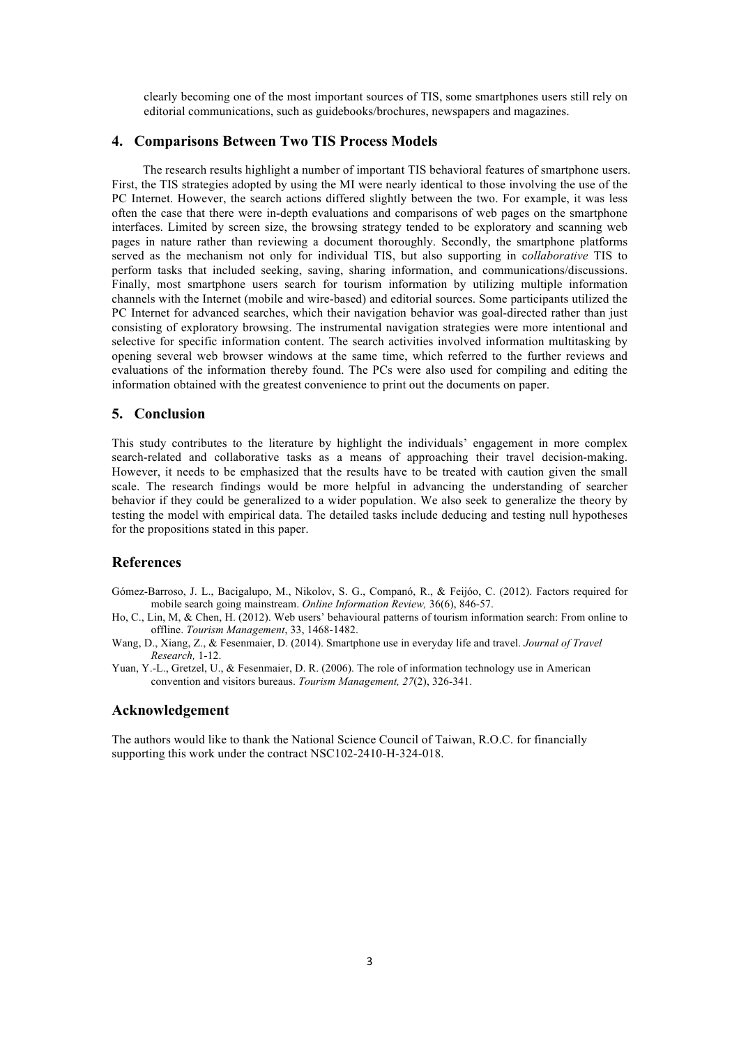clearly becoming one of the most important sources of TIS, some smartphones users still rely on editorial communications, such as guidebooks/brochures, newspapers and magazines.

## 4. Comparisons Between Two TIS Process Models

The research results highlight a number of important TIS behavioral features of smartphone users. First, the TIS strategies adopted by using the MI were nearly identical to those involving the use of the PC Internet. However, the search actions differed slightly between the two. For example, it was less often the case that there were in-depth evaluations and comparisons of web pages on the smartphone interfaces. Limited by screen size, the browsing strategy tended to be exploratory and scanning web pages in nature rather than reviewing a document thoroughly. Secondly, the smartphone platforms served as the mechanism not only for individual TIS, but also supporting in c*ollaborative* TIS to perform tasks that included seeking, saving, sharing information, and communications/discussions. Finally, most smartphone users search for tourism information by utilizing multiple information channels with the Internet (mobile and wire-based) and editorial sources. Some participants utilized the PC Internet for advanced searches, which their navigation behavior was goal-directed rather than just consisting of exploratory browsing. The instrumental navigation strategies were more intentional and selective for specific information content. The search activities involved information multitasking by opening several web browser windows at the same time, which referred to the further reviews and evaluations of the information thereby found. The PCs were also used for compiling and editing the information obtained with the greatest convenience to print out the documents on paper.

## 5. Conclusion

This study contributes to the literature by highlight the individuals' engagement in more complex search-related and collaborative tasks as a means of approaching their travel decision-making. However, it needs to be emphasized that the results have to be treated with caution given the small scale. The research findings would be more helpful in advancing the understanding of searcher behavior if they could be generalized to a wider population. We also seek to generalize the theory by testing the model with empirical data. The detailed tasks include deducing and testing null hypotheses for the propositions stated in this paper.

## References

Gómez-Barroso, J. L., Bacigalupo, M., Nikolov, S. G., Companó, R., & Feijóo, C. (2012). Factors required for mobile search going mainstream. *Online Information Review,* 36(6), 846-57.

Ho, C., Lin, M, & Chen, H. (2012). Web users' behavioural patterns of tourism information search: From online to offline. *Tourism Management*, 33, 1468-1482.

Wang, D., Xiang, Z., & Fesenmaier, D. (2014). Smartphone use in everyday life and travel. *Journal of Travel Research,* 1-12.

Yuan, Y.-L., Gretzel, U., & Fesenmaier, D. R. (2006). The role of information technology use in American convention and visitors bureaus. *Tourism Management, 27*(2), 326-341.

## Acknowledgement

The authors would like to thank the National Science Council of Taiwan, R.O.C. for financially supporting this work under the contract NSC102-2410-H-324-018.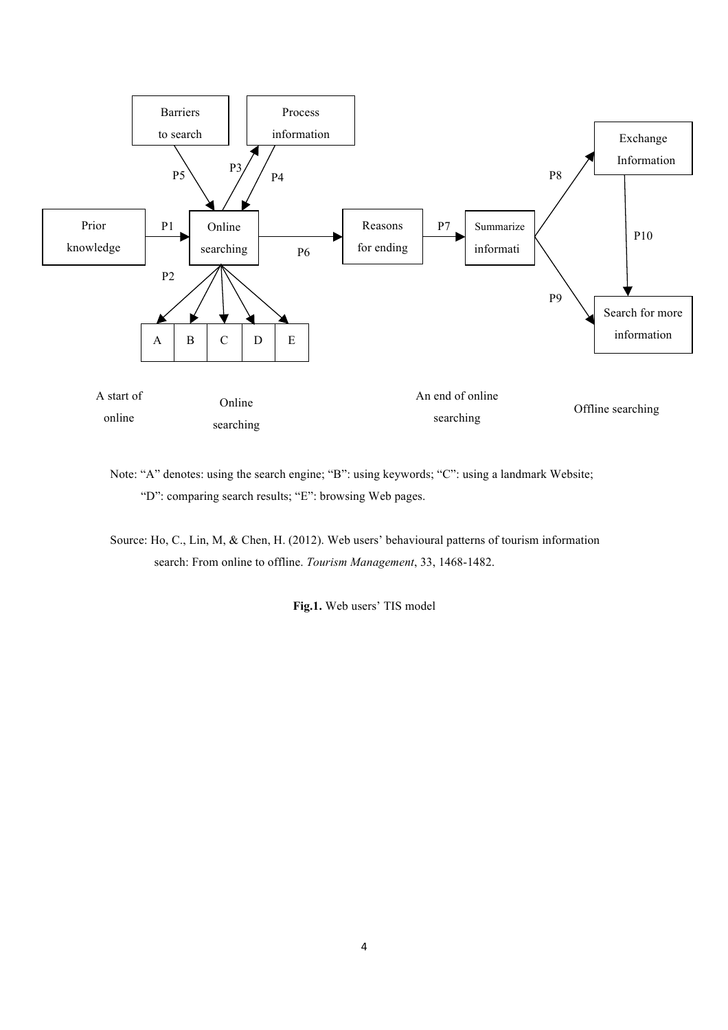Barriers to search

Process information

Prior knowledge

Online searching

Reasons for ending

Summarize informati

Exchange Information

Search for more information

P1, P2, P3, P4, P5, P6, P7, P8, P9, P10

A | B | C | D | E

A start of online

Online searching

An end of online searching

Offline searching

Note: "A" denotes: using the search engine; "B": using keywords; "C": using a landmark Website; "D": comparing search results; "E": browsing Web pages.

Source: Ho, C., Lin, M, & Chen, H. (2012). Web users' behavioural patterns of tourism information search: From online to offline. *Tourism Management*, 33, 1468-1482.

**Fig.1.** Web users' TIS model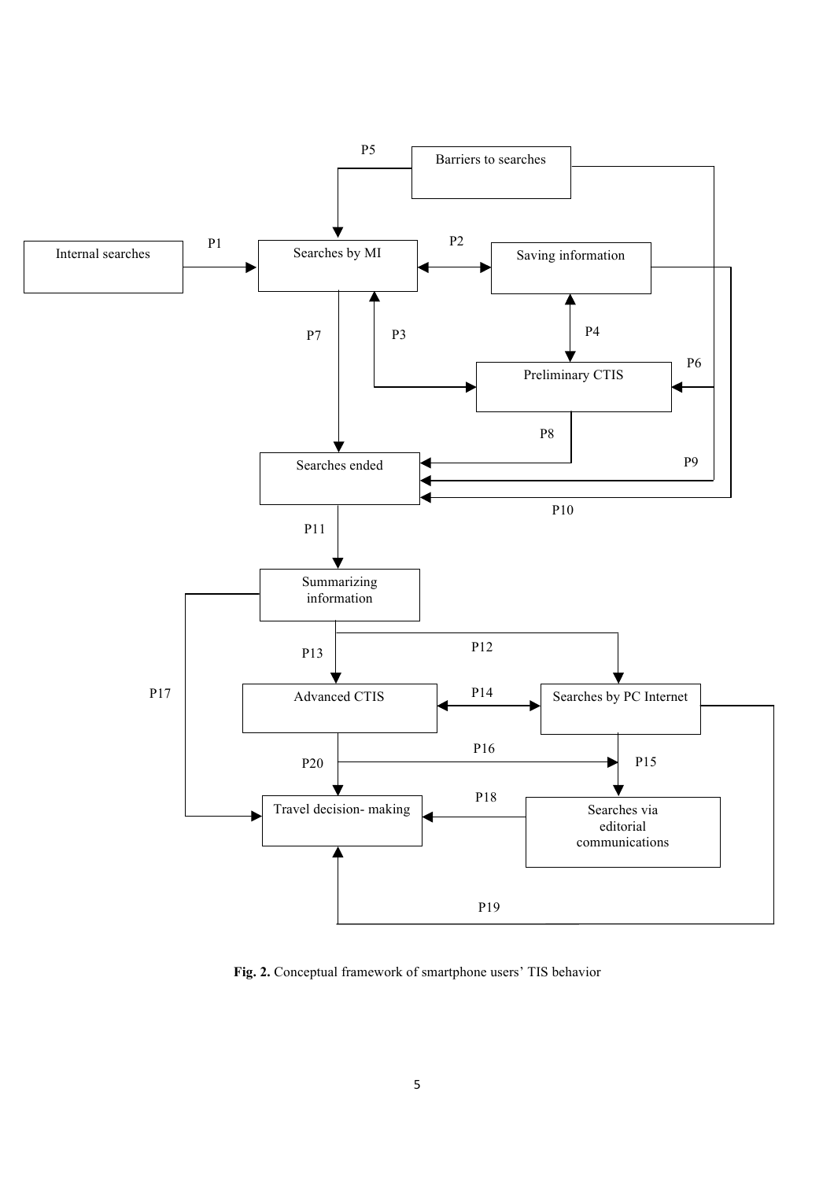Barriers to searches

P5

Internal searches

P1

Searches by MI

P2

Saving information

P3

P4

P7

Preliminary CTIS

P6

P8

Searches ended

P9

P10

P11

Summarizing information

P12

P13

P17

Advanced CTIS

P14

Searches by PC Internet

P16

P20

P15

Travel decision- making

P18

Searches via editorial communications

P19

**Fig. 2.** Conceptual framework of smartphone users' TIS behavior